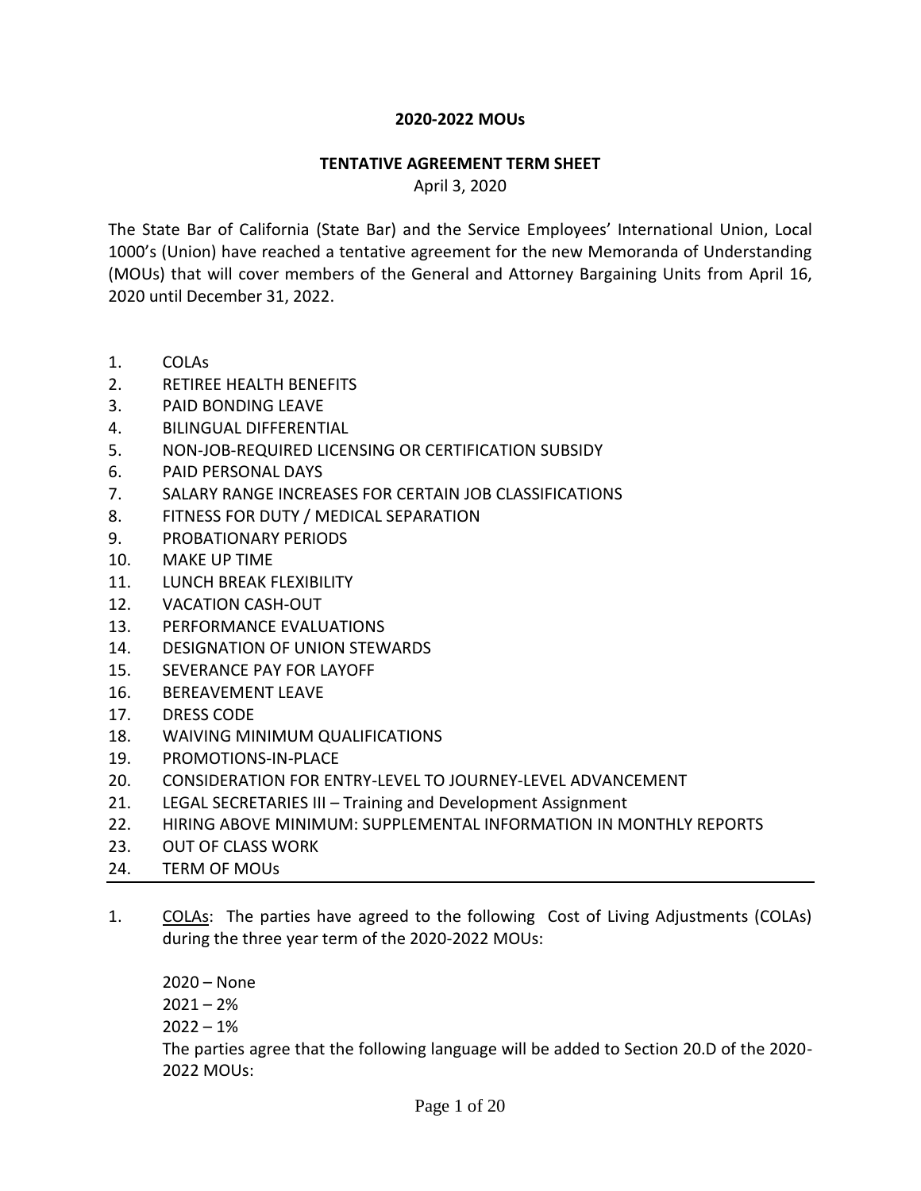**2020-2022 MOUs**

**TENTATIVE AGREEMENT TERM SHEET**

April 3, 2020

The State Bar of California (State Bar) and the Service Employees' International Union, Local 1000's (Union) have reached a tentative agreement for the new Memoranda of Understanding (MOUs) that will cover members of the General and Attorney Bargaining Units from April 16, 2020 until December 31, 2022.

1. COLAs
2. RETIREE HEALTH BENEFITS
3. PAID BONDING LEAVE
4. BILINGUAL DIFFERENTIAL
5. NON-JOB-REQUIRED LICENSING OR CERTIFICATION SUBSIDY
6. PAID PERSONAL DAYS
7. SALARY RANGE INCREASES FOR CERTAIN JOB CLASSIFICATIONS
8. FITNESS FOR DUTY / MEDICAL SEPARATION
9. PROBATIONARY PERIODS
10. MAKE UP TIME
11. LUNCH BREAK FLEXIBILITY
12. VACATION CASH-OUT
13. PERFORMANCE EVALUATIONS
14. DESIGNATION OF UNION STEWARDS
15. SEVERANCE PAY FOR LAYOFF
16. BEREAVEMENT LEAVE
17. DRESS CODE
18. WAIVING MINIMUM QUALIFICATIONS
19. PROMOTIONS-IN-PLACE
20. CONSIDERATION FOR ENTRY-LEVEL TO JOURNEY-LEVEL ADVANCEMENT
21. LEGAL SECRETARIES III – Training and Development Assignment
22. HIRING ABOVE MINIMUM: SUPPLEMENTAL INFORMATION IN MONTHLY REPORTS
23. OUT OF CLASS WORK
24. TERM OF MOUs

---

1. COLAs: The parties have agreed to the following Cost of Living Adjustments (COLAs) during the three year term of the 2020-2022 MOUs:

   2020 – None
   2021 – 2%
   2022 – 1%
   The parties agree that the following language will be added to Section 20.D of the 2020-2022 MOUs: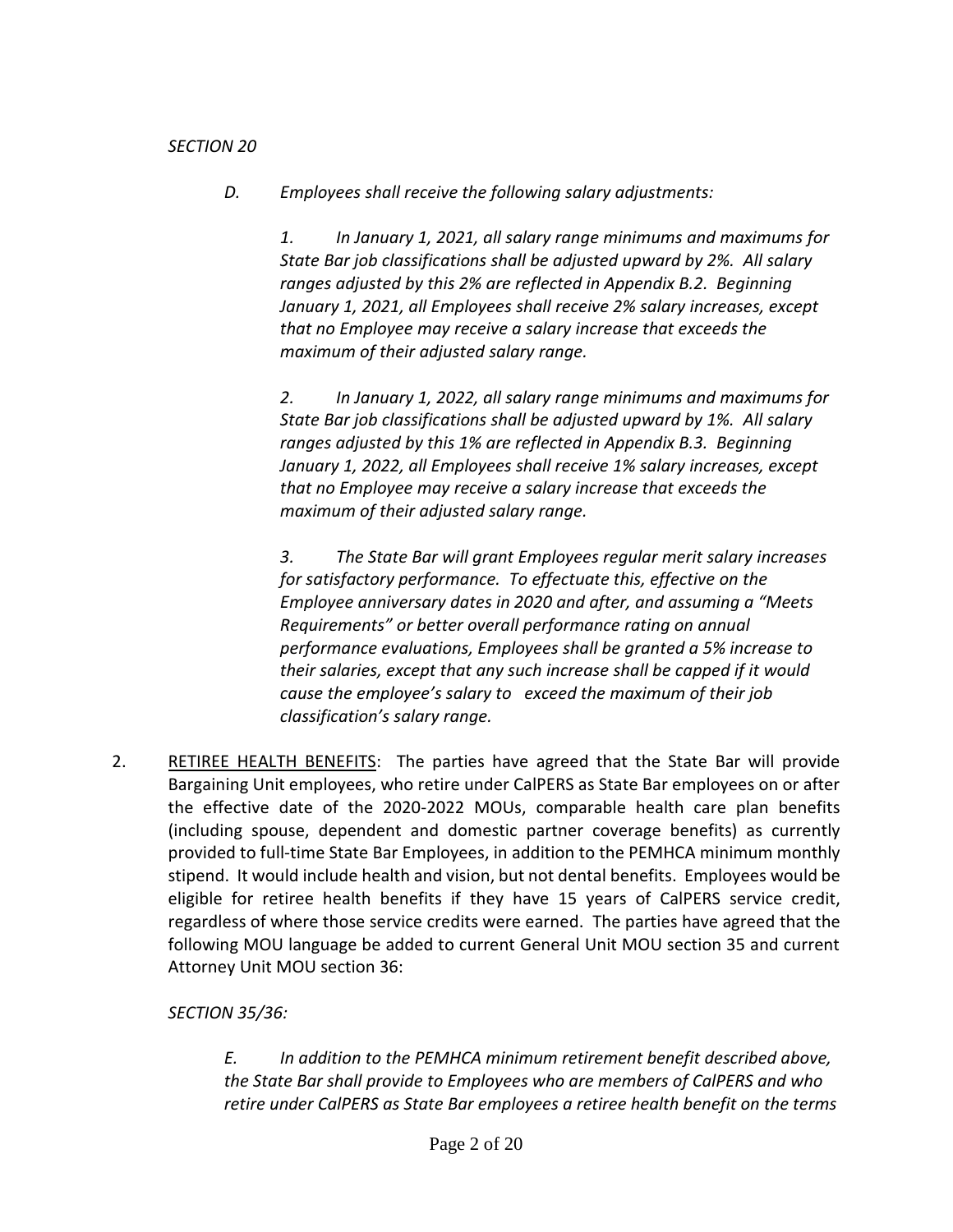*SECTION 20*

> *D. Employees shall receive the following salary adjustments:*
>
> > *1. In January 1, 2021, all salary range minimums and maximums for State Bar job classifications shall be adjusted upward by 2%. All salary ranges adjusted by this 2% are reflected in Appendix B.2. Beginning January 1, 2021, all Employees shall receive 2% salary increases, except that no Employee may receive a salary increase that exceeds the maximum of their adjusted salary range.*
> >
> > *2. In January 1, 2022, all salary range minimums and maximums for State Bar job classifications shall be adjusted upward by 1%. All salary ranges adjusted by this 1% are reflected in Appendix B.3. Beginning January 1, 2022, all Employees shall receive 1% salary increases, except that no Employee may receive a salary increase that exceeds the maximum of their adjusted salary range.*
> >
> > *3. The State Bar will grant Employees regular merit salary increases for satisfactory performance. To effectuate this, effective on the Employee anniversary dates in 2020 and after, and assuming a "Meets Requirements" or better overall performance rating on annual performance evaluations, Employees shall be granted a 5% increase to their salaries, except that any such increase shall be capped if it would cause the employee's salary to exceed the maximum of their job classification's salary range.*

2. <u>RETIREE HEALTH BENEFITS</u>: The parties have agreed that the State Bar will provide Bargaining Unit employees, who retire under CalPERS as State Bar employees on or after the effective date of the 2020-2022 MOUs, comparable health care plan benefits (including spouse, dependent and domestic partner coverage benefits) as currently provided to full-time State Bar Employees, in addition to the PEMHCA minimum monthly stipend. It would include health and vision, but not dental benefits. Employees would be eligible for retiree health benefits if they have 15 years of CalPERS service credit, regardless of where those service credits were earned. The parties have agreed that the following MOU language be added to current General Unit MOU section 35 and current Attorney Unit MOU section 36:

*SECTION 35/36:*

> *E. In addition to the PEMHCA minimum retirement benefit described above, the State Bar shall provide to Employees who are members of CalPERS and who retire under CalPERS as State Bar employees a retiree health benefit on the terms*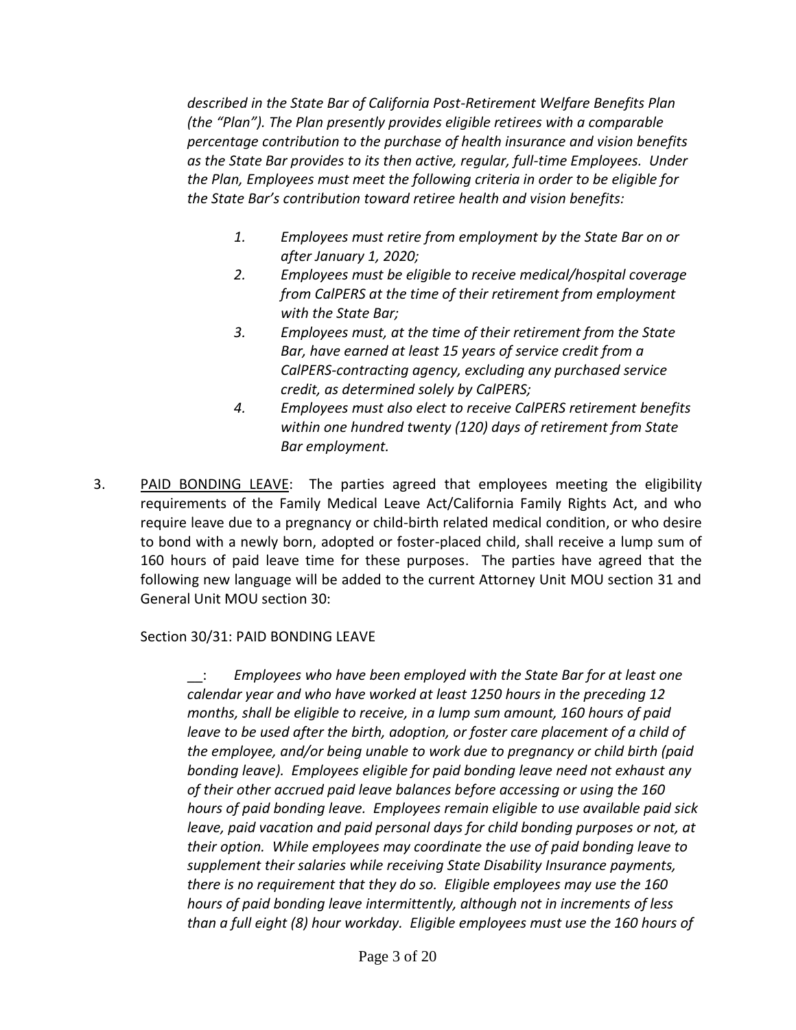*described in the State Bar of California Post-Retirement Welfare Benefits Plan (the "Plan"). The Plan presently provides eligible retirees with a comparable percentage contribution to the purchase of health insurance and vision benefits as the State Bar provides to its then active, regular, full-time Employees. Under the Plan, Employees must meet the following criteria in order to be eligible for the State Bar's contribution toward retiree health and vision benefits:*

> 1. *Employees must retire from employment by the State Bar on or after January 1, 2020;*
> 2. *Employees must be eligible to receive medical/hospital coverage from CalPERS at the time of their retirement from employment with the State Bar;*
> 3. *Employees must, at the time of their retirement from the State Bar, have earned at least 15 years of service credit from a CalPERS-contracting agency, excluding any purchased service credit, as determined solely by CalPERS;*
> 4. *Employees must also elect to receive CalPERS retirement benefits within one hundred twenty (120) days of retirement from State Bar employment.*

3. <u>PAID BONDING LEAVE</u>: The parties agreed that employees meeting the eligibility requirements of the Family Medical Leave Act/California Family Rights Act, and who require leave due to a pregnancy or child-birth related medical condition, or who desire to bond with a newly born, adopted or foster-placed child, shall receive a lump sum of 160 hours of paid leave time for these purposes. The parties have agreed that the following new language will be added to the current Attorney Unit MOU section 31 and General Unit MOU section 30:

Section 30/31: PAID BONDING LEAVE

__: *Employees who have been employed with the State Bar for at least one calendar year and who have worked at least 1250 hours in the preceding 12 months, shall be eligible to receive, in a lump sum amount, 160 hours of paid leave to be used after the birth, adoption, or foster care placement of a child of the employee, and/or being unable to work due to pregnancy or child birth (paid bonding leave). Employees eligible for paid bonding leave need not exhaust any of their other accrued paid leave balances before accessing or using the 160 hours of paid bonding leave. Employees remain eligible to use available paid sick leave, paid vacation and paid personal days for child bonding purposes or not, at their option. While employees may coordinate the use of paid bonding leave to supplement their salaries while receiving State Disability Insurance payments, there is no requirement that they do so. Eligible employees may use the 160 hours of paid bonding leave intermittently, although not in increments of less than a full eight (8) hour workday. Eligible employees must use the 160 hours of*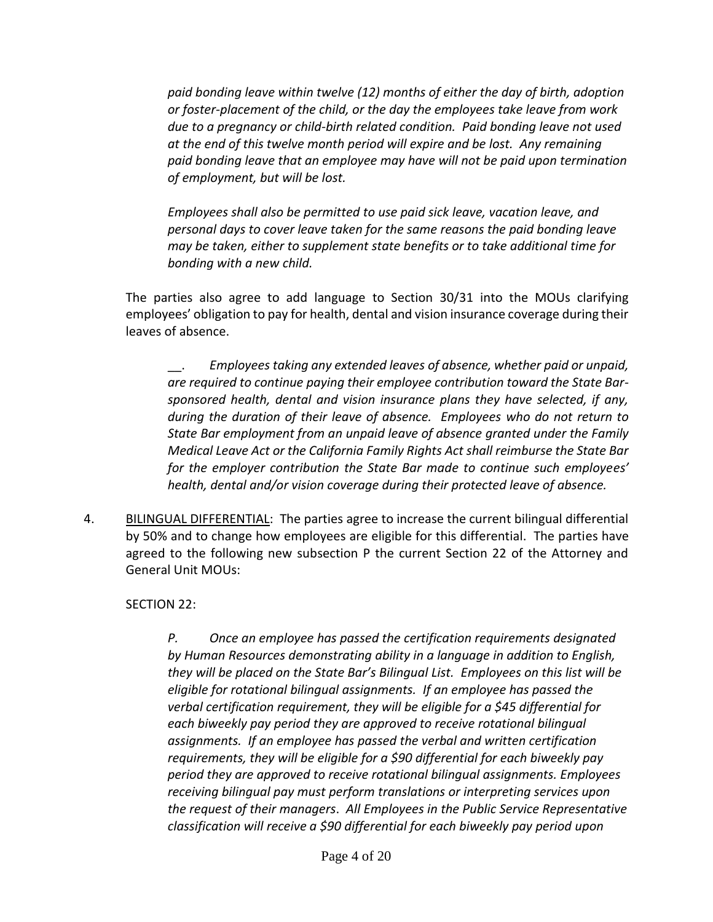*paid bonding leave within twelve (12) months of either the day of birth, adoption or foster-placement of the child, or the day the employees take leave from work due to a pregnancy or child-birth related condition. Paid bonding leave not used at the end of this twelve month period will expire and be lost. Any remaining paid bonding leave that an employee may have will not be paid upon termination of employment, but will be lost.*

*Employees shall also be permitted to use paid sick leave, vacation leave, and personal days to cover leave taken for the same reasons the paid bonding leave may be taken, either to supplement state benefits or to take additional time for bonding with a new child.*

The parties also agree to add language to Section 30/31 into the MOUs clarifying employees' obligation to pay for health, dental and vision insurance coverage during their leaves of absence.

> __. *Employees taking any extended leaves of absence, whether paid or unpaid, are required to continue paying their employee contribution toward the State Bar-sponsored health, dental and vision insurance plans they have selected, if any, during the duration of their leave of absence. Employees who do not return to State Bar employment from an unpaid leave of absence granted under the Family Medical Leave Act or the California Family Rights Act shall reimburse the State Bar for the employer contribution the State Bar made to continue such employees' health, dental and/or vision coverage during their protected leave of absence.*

4. <u>BILINGUAL DIFFERENTIAL</u>: The parties agree to increase the current bilingual differential by 50% and to change how employees are eligible for this differential. The parties have agreed to the following new subsection P the current Section 22 of the Attorney and General Unit MOUs:

SECTION 22:

> *P. Once an employee has passed the certification requirements designated by Human Resources demonstrating ability in a language in addition to English, they will be placed on the State Bar's Bilingual List. Employees on this list will be eligible for rotational bilingual assignments. If an employee has passed the verbal certification requirement, they will be eligible for a $45 differential for each biweekly pay period they are approved to receive rotational bilingual assignments. If an employee has passed the verbal and written certification requirements, they will be eligible for a $90 differential for each biweekly pay period they are approved to receive rotational bilingual assignments. Employees receiving bilingual pay must perform translations or interpreting services upon the request of their managers. All Employees in the Public Service Representative classification will receive a $90 differential for each biweekly pay period upon*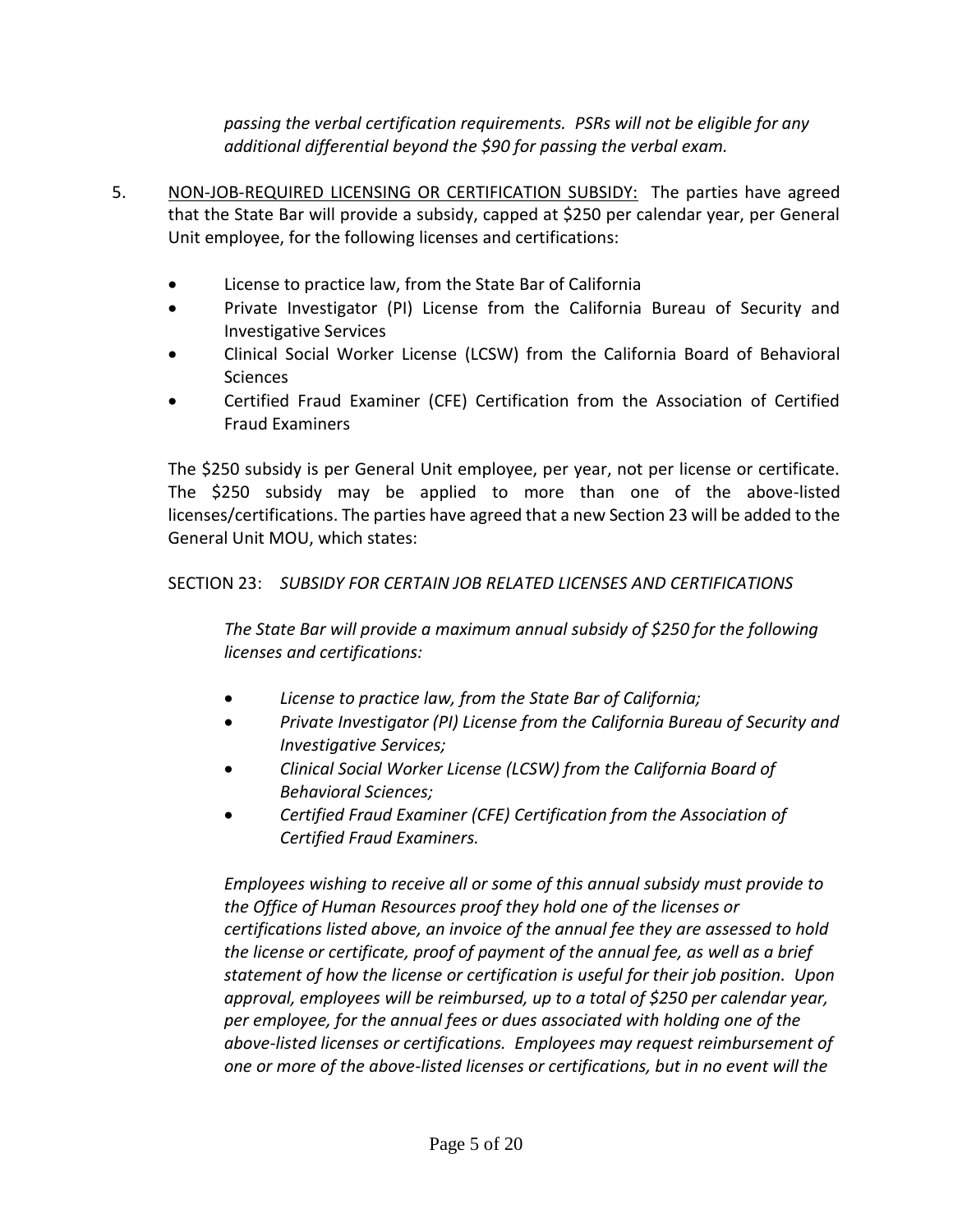*passing the verbal certification requirements. PSRs will not be eligible for any additional differential beyond the $90 for passing the verbal exam.*

5. NON-JOB-REQUIRED LICENSING OR CERTIFICATION SUBSIDY: The parties have agreed that the State Bar will provide a subsidy, capped at $250 per calendar year, per General Unit employee, for the following licenses and certifications:

   - License to practice law, from the State Bar of California
   - Private Investigator (PI) License from the California Bureau of Security and Investigative Services
   - Clinical Social Worker License (LCSW) from the California Board of Behavioral Sciences
   - Certified Fraud Examiner (CFE) Certification from the Association of Certified Fraud Examiners

   The $250 subsidy is per General Unit employee, per year, not per license or certificate. The $250 subsidy may be applied to more than one of the above-listed licenses/certifications. The parties have agreed that a new Section 23 will be added to the General Unit MOU, which states:

   SECTION 23: *SUBSIDY FOR CERTAIN JOB RELATED LICENSES AND CERTIFICATIONS*

   *The State Bar will provide a maximum annual subsidy of $250 for the following licenses and certifications:*

   - *License to practice law, from the State Bar of California;*
   - *Private Investigator (PI) License from the California Bureau of Security and Investigative Services;*
   - *Clinical Social Worker License (LCSW) from the California Board of Behavioral Sciences;*
   - *Certified Fraud Examiner (CFE) Certification from the Association of Certified Fraud Examiners.*

   *Employees wishing to receive all or some of this annual subsidy must provide to the Office of Human Resources proof they hold one of the licenses or certifications listed above, an invoice of the annual fee they are assessed to hold the license or certificate, proof of payment of the annual fee, as well as a brief statement of how the license or certification is useful for their job position. Upon approval, employees will be reimbursed, up to a total of $250 per calendar year, per employee, for the annual fees or dues associated with holding one of the above-listed licenses or certifications. Employees may request reimbursement of one or more of the above-listed licenses or certifications, but in no event will the*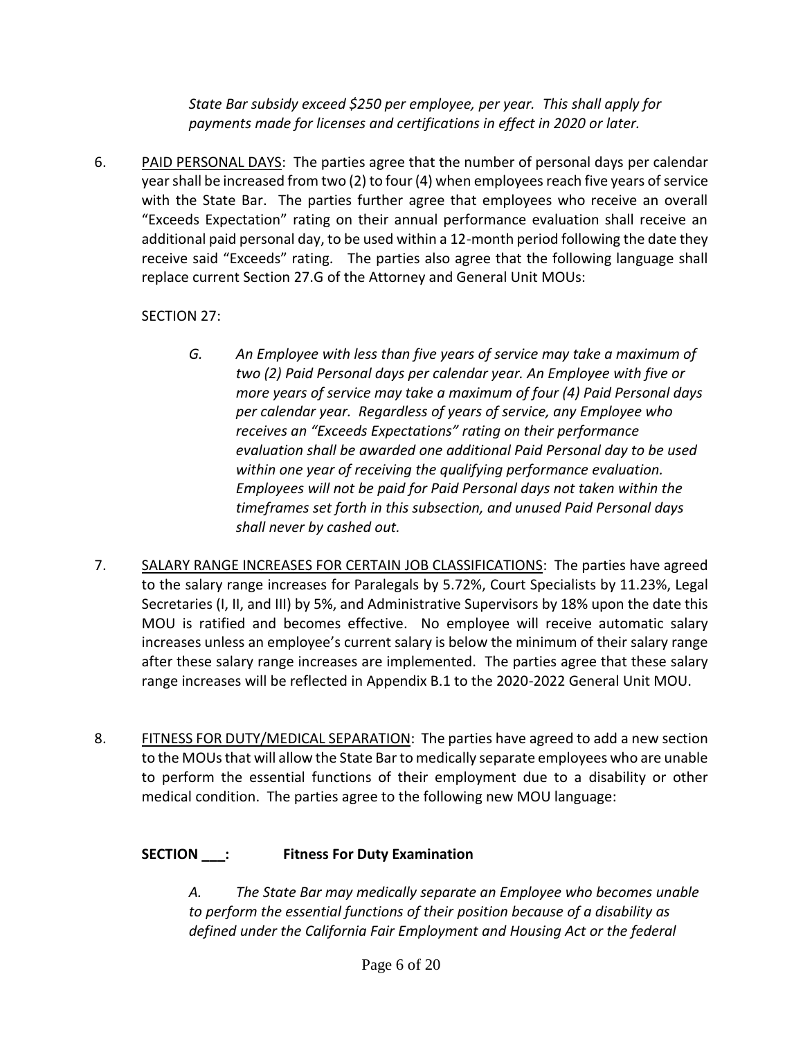*State Bar subsidy exceed $250 per employee, per year. This shall apply for payments made for licenses and certifications in effect in 2020 or later.*

6. PAID PERSONAL DAYS: The parties agree that the number of personal days per calendar year shall be increased from two (2) to four (4) when employees reach five years of service with the State Bar. The parties further agree that employees who receive an overall "Exceeds Expectation" rating on their annual performance evaluation shall receive an additional paid personal day, to be used within a 12-month period following the date they receive said "Exceeds" rating. The parties also agree that the following language shall replace current Section 27.G of the Attorney and General Unit MOUs:

   SECTION 27:

   *G. An Employee with less than five years of service may take a maximum of two (2) Paid Personal days per calendar year. An Employee with five or more years of service may take a maximum of four (4) Paid Personal days per calendar year. Regardless of years of service, any Employee who receives an "Exceeds Expectations" rating on their performance evaluation shall be awarded one additional Paid Personal day to be used within one year of receiving the qualifying performance evaluation. Employees will not be paid for Paid Personal days not taken within the timeframes set forth in this subsection, and unused Paid Personal days shall never by cashed out.*

7. SALARY RANGE INCREASES FOR CERTAIN JOB CLASSIFICATIONS: The parties have agreed to the salary range increases for Paralegals by 5.72%, Court Specialists by 11.23%, Legal Secretaries (I, II, and III) by 5%, and Administrative Supervisors by 18% upon the date this MOU is ratified and becomes effective. No employee will receive automatic salary increases unless an employee's current salary is below the minimum of their salary range after these salary range increases are implemented. The parties agree that these salary range increases will be reflected in Appendix B.1 to the 2020-2022 General Unit MOU.

8. FITNESS FOR DUTY/MEDICAL SEPARATION: The parties have agreed to add a new section to the MOUs that will allow the State Bar to medically separate employees who are unable to perform the essential functions of their employment due to a disability or other medical condition. The parties agree to the following new MOU language:

   **SECTION ___: Fitness For Duty Examination**

   *A. The State Bar may medically separate an Employee who becomes unable to perform the essential functions of their position because of a disability as defined under the California Fair Employment and Housing Act or the federal*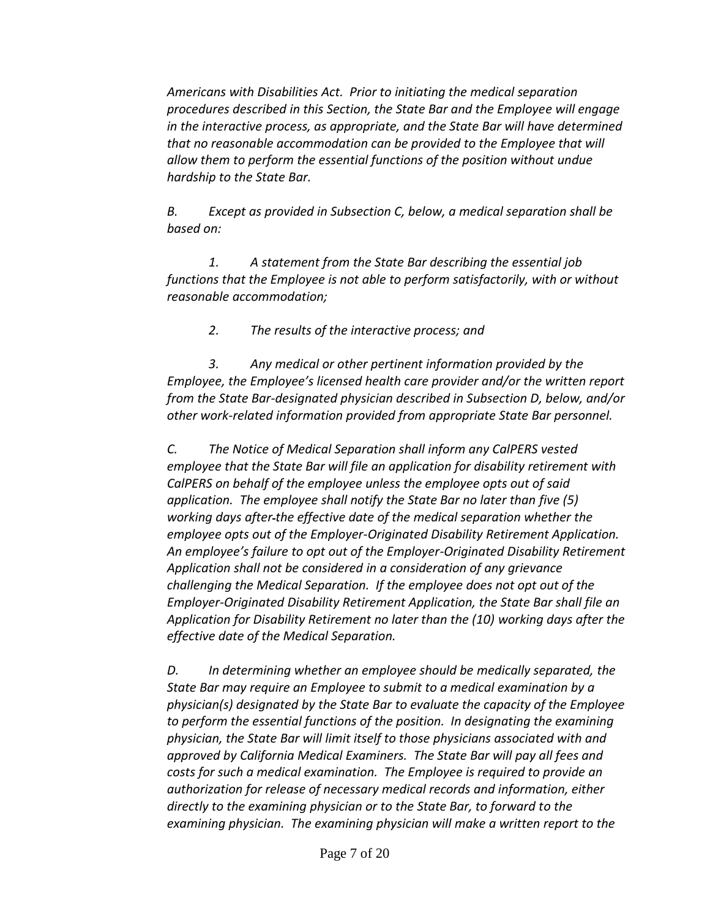*Americans with Disabilities Act. Prior to initiating the medical separation procedures described in this Section, the State Bar and the Employee will engage in the interactive process, as appropriate, and the State Bar will have determined that no reasonable accommodation can be provided to the Employee that will allow them to perform the essential functions of the position without undue hardship to the State Bar.*

*B. Except as provided in Subsection C, below, a medical separation shall be based on:*

*1. A statement from the State Bar describing the essential job functions that the Employee is not able to perform satisfactorily, with or without reasonable accommodation;*

*2. The results of the interactive process; and*

*3. Any medical or other pertinent information provided by the Employee, the Employee's licensed health care provider and/or the written report from the State Bar-designated physician described in Subsection D, below, and/or other work-related information provided from appropriate State Bar personnel.*

*C. The Notice of Medical Separation shall inform any CalPERS vested employee that the State Bar will file an application for disability retirement with CalPERS on behalf of the employee unless the employee opts out of said application. The employee shall notify the State Bar no later than five (5) working days after the effective date of the medical separation whether the employee opts out of the Employer-Originated Disability Retirement Application. An employee's failure to opt out of the Employer-Originated Disability Retirement Application shall not be considered in a consideration of any grievance challenging the Medical Separation. If the employee does not opt out of the Employer-Originated Disability Retirement Application, the State Bar shall file an Application for Disability Retirement no later than the (10) working days after the effective date of the Medical Separation.*

*D. In determining whether an employee should be medically separated, the State Bar may require an Employee to submit to a medical examination by a physician(s) designated by the State Bar to evaluate the capacity of the Employee to perform the essential functions of the position. In designating the examining physician, the State Bar will limit itself to those physicians associated with and approved by California Medical Examiners. The State Bar will pay all fees and costs for such a medical examination. The Employee is required to provide an authorization for release of necessary medical records and information, either directly to the examining physician or to the State Bar, to forward to the examining physician. The examining physician will make a written report to the*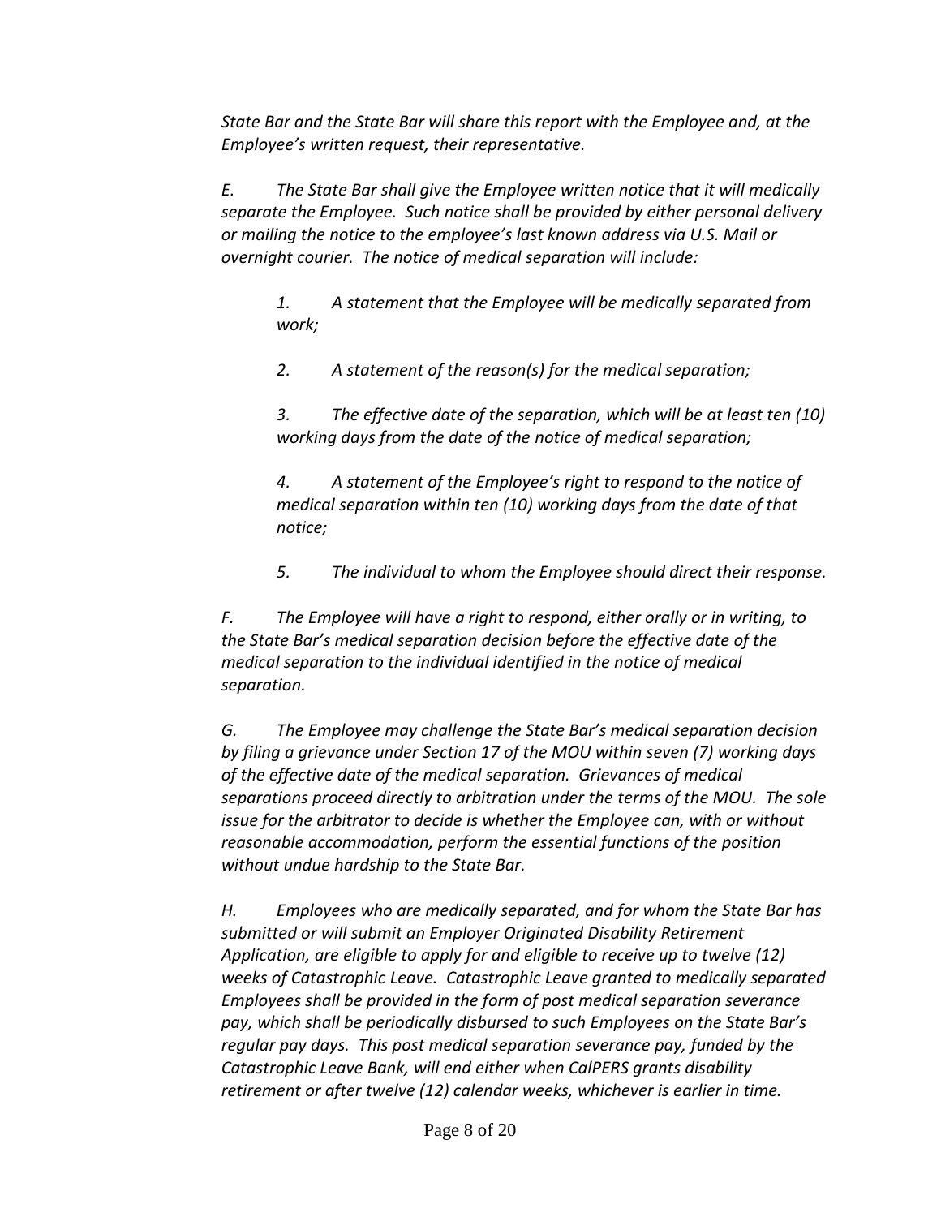*State Bar and the State Bar will share this report with the Employee and, at the Employee's written request, their representative.*

*E. The State Bar shall give the Employee written notice that it will medically separate the Employee. Such notice shall be provided by either personal delivery or mailing the notice to the employee's last known address via U.S. Mail or overnight courier. The notice of medical separation will include:*

*1. A statement that the Employee will be medically separated from work;*

*2. A statement of the reason(s) for the medical separation;*

*3. The effective date of the separation, which will be at least ten (10) working days from the date of the notice of medical separation;*

*4. A statement of the Employee's right to respond to the notice of medical separation within ten (10) working days from the date of that notice;*

*5. The individual to whom the Employee should direct their response.*

*F. The Employee will have a right to respond, either orally or in writing, to the State Bar's medical separation decision before the effective date of the medical separation to the individual identified in the notice of medical separation.*

*G. The Employee may challenge the State Bar's medical separation decision by filing a grievance under Section 17 of the MOU within seven (7) working days of the effective date of the medical separation. Grievances of medical separations proceed directly to arbitration under the terms of the MOU. The sole issue for the arbitrator to decide is whether the Employee can, with or without reasonable accommodation, perform the essential functions of the position without undue hardship to the State Bar.*

*H. Employees who are medically separated, and for whom the State Bar has submitted or will submit an Employer Originated Disability Retirement Application, are eligible to apply for and eligible to receive up to twelve (12) weeks of Catastrophic Leave. Catastrophic Leave granted to medically separated Employees shall be provided in the form of post medical separation severance pay, which shall be periodically disbursed to such Employees on the State Bar's regular pay days. This post medical separation severance pay, funded by the Catastrophic Leave Bank, will end either when CalPERS grants disability retirement or after twelve (12) calendar weeks, whichever is earlier in time.*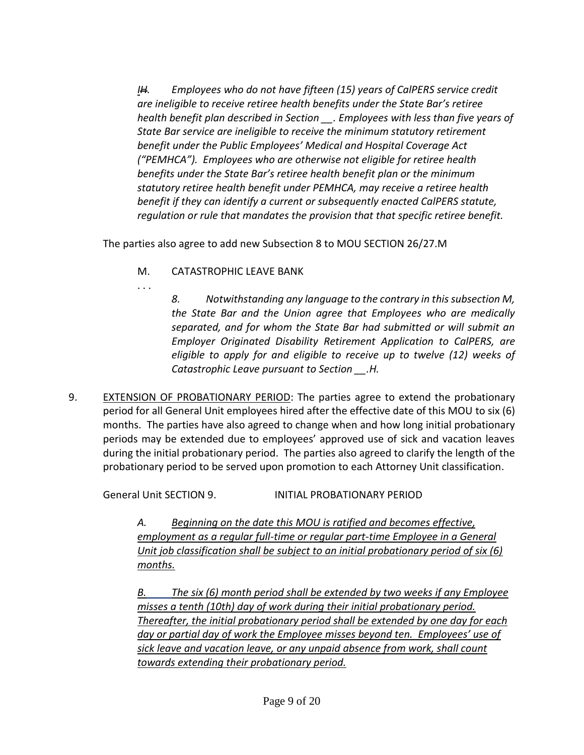*~~I~~H. Employees who do not have fifteen (15) years of CalPERS service credit are ineligible to receive retiree health benefits under the State Bar's retiree health benefit plan described in Section __. Employees with less than five years of State Bar service are ineligible to receive the minimum statutory retirement benefit under the Public Employees' Medical and Hospital Coverage Act ("PEMHCA"). Employees who are otherwise not eligible for retiree health benefits under the State Bar's retiree health benefit plan or the minimum statutory retiree health benefit under PEMHCA, may receive a retiree health benefit if they can identify a current or subsequently enacted CalPERS statute, regulation or rule that mandates the provision that that specific retiree benefit.*

The parties also agree to add new Subsection 8 to MOU SECTION 26/27.M

M. CATASTROPHIC LEAVE BANK

. . .

*8. Notwithstanding any language to the contrary in this subsection M, the State Bar and the Union agree that Employees who are medically separated, and for whom the State Bar had submitted or will submit an Employer Originated Disability Retirement Application to CalPERS, are eligible to apply for and eligible to receive up to twelve (12) weeks of Catastrophic Leave pursuant to Section __.H.*

9. <u>EXTENSION OF PROBATIONARY PERIOD</u>: The parties agree to extend the probationary period for all General Unit employees hired after the effective date of this MOU to six (6) months. The parties have also agreed to change when and how long initial probationary periods may be extended due to employees' approved use of sick and vacation leaves during the initial probationary period. The parties also agreed to clarify the length of the probationary period to be served upon promotion to each Attorney Unit classification.

General Unit SECTION 9. INITIAL PROBATIONARY PERIOD

*A. <u>Beginning on the date this MOU is ratified and becomes effective, employment as a regular full-time or regular part-time Employee in a General Unit job classification shall be subject to an initial probationary period of six (6) months.</u>*

*B. <u>The six (6) month period shall be extended by two weeks if any Employee misses a tenth (10th) day of work during their initial probationary period. Thereafter, the initial probationary period shall be extended by one day for each day or partial day of work the Employee misses beyond ten. Employees' use of sick leave and vacation leave, or any unpaid absence from work, shall count towards extending their probationary period.</u>*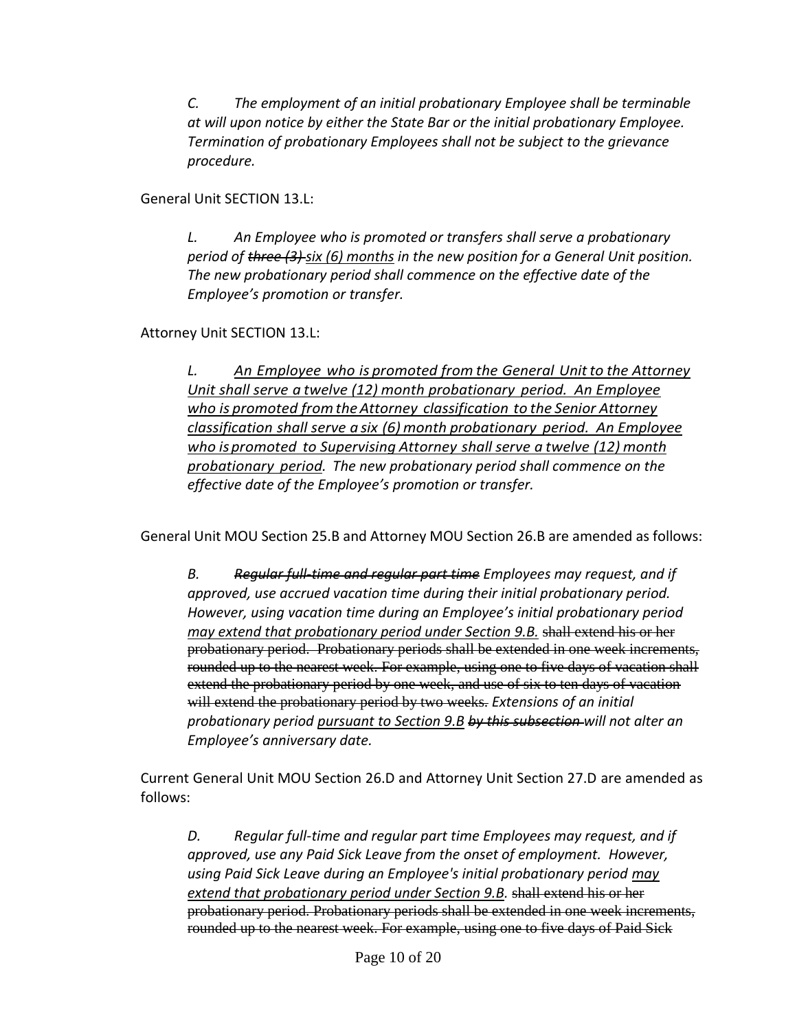*C. The employment of an initial probationary Employee shall be terminable at will upon notice by either the State Bar or the initial probationary Employee. Termination of probationary Employees shall not be subject to the grievance procedure.*

General Unit SECTION 13.L:

*L. An Employee who is promoted or transfers shall serve a probationary period of ~~three (3)~~ <u>six (6) months</u> in the new position for a General Unit position. The new probationary period shall commence on the effective date of the Employee's promotion or transfer.*

Attorney Unit SECTION 13.L:

*L. <u>An Employee who is promoted from the General Unit to the Attorney Unit shall serve a twelve (12) month probationary period. An Employee who is promoted from the Attorney classification to the Senior Attorney classification shall serve a six (6) month probationary period. An Employee who is promoted to Supervising Attorney shall serve a twelve (12) month probationary period</u>. The new probationary period shall commence on the effective date of the Employee's promotion or transfer.*

General Unit MOU Section 25.B and Attorney MOU Section 26.B are amended as follows:

*B. ~~Regular full-time and regular part time~~ Employees may request, and if approved, use accrued vacation time during their initial probationary period. However, using vacation time during an Employee's initial probationary period <u>may extend that probationary period under Section 9.B.</u>* ~~shall extend his or her probationary period. Probationary periods shall be extended in one week increments, rounded up to the nearest week. For example, using one to five days of vacation shall extend the probationary period by one week, and use of six to ten days of vacation will extend the probationary period by two weeks.~~ *Extensions of an initial probationary period <u>pursuant to Section 9.B</u> ~~by this subsection~~ will not alter an Employee's anniversary date.*

Current General Unit MOU Section 26.D and Attorney Unit Section 27.D are amended as follows:

*D. Regular full-time and regular part time Employees may request, and if approved, use any Paid Sick Leave from the onset of employment. However, using Paid Sick Leave during an Employee's initial probationary period <u>may extend that probationary period under Section 9.B.</u>* ~~shall extend his or her probationary period. Probationary periods shall be extended in one week increments, rounded up to the nearest week. For example, using one to five days of Paid Sick~~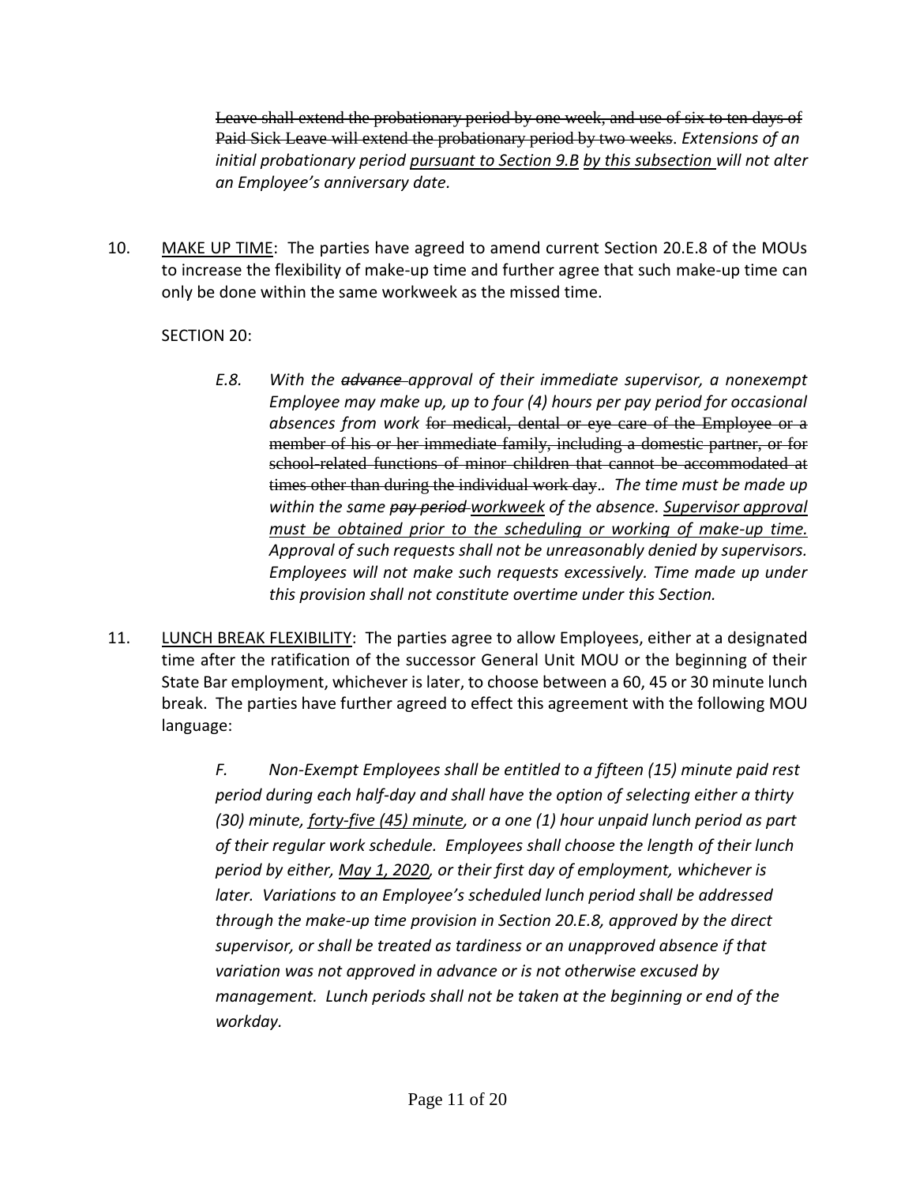~~Leave shall extend the probationary period by one week, and use of six to ten days of Paid Sick Leave will extend the probationary period by two weeks~~. *Extensions of an initial probationary period <u>pursuant to Section 9.B</u> ~~by this subsection~~ will not alter an Employee's anniversary date.*

10. <u>MAKE UP TIME</u>: The parties have agreed to amend current Section 20.E.8 of the MOUs to increase the flexibility of make-up time and further agree that such make-up time can only be done within the same workweek as the missed time.

    SECTION 20:

    > *E.8. With the ~~advance~~ approval of their immediate supervisor, a nonexempt Employee may make up, up to four (4) hours per pay period for occasional absences from work* ~~for medical, dental or eye care of the Employee or a member of his or her immediate family, including a domestic partner, or for school-related functions of minor children that cannot be accommodated at times other than during the individual work day~~*.. The time must be made up within the same ~~pay period~~ <u>workweek</u> of the absence. <u>Supervisor approval must be obtained prior to the scheduling or working of make-up time.</u> Approval of such requests shall not be unreasonably denied by supervisors. Employees will not make such requests excessively. Time made up under this provision shall not constitute overtime under this Section.*

11. <u>LUNCH BREAK FLEXIBILITY</u>: The parties agree to allow Employees, either at a designated time after the ratification of the successor General Unit MOU or the beginning of their State Bar employment, whichever is later, to choose between a 60, 45 or 30 minute lunch break. The parties have further agreed to effect this agreement with the following MOU language:

    > *F. Non-Exempt Employees shall be entitled to a fifteen (15) minute paid rest period during each half-day and shall have the option of selecting either a thirty (30) minute, <u>forty-five (45) minute</u>, or a one (1) hour unpaid lunch period as part of their regular work schedule. Employees shall choose the length of their lunch period by either, <u>May 1, 2020</u>, or their first day of employment, whichever is later. Variations to an Employee's scheduled lunch period shall be addressed through the make-up time provision in Section 20.E.8, approved by the direct supervisor, or shall be treated as tardiness or an unapproved absence if that variation was not approved in advance or is not otherwise excused by management. Lunch periods shall not be taken at the beginning or end of the workday.*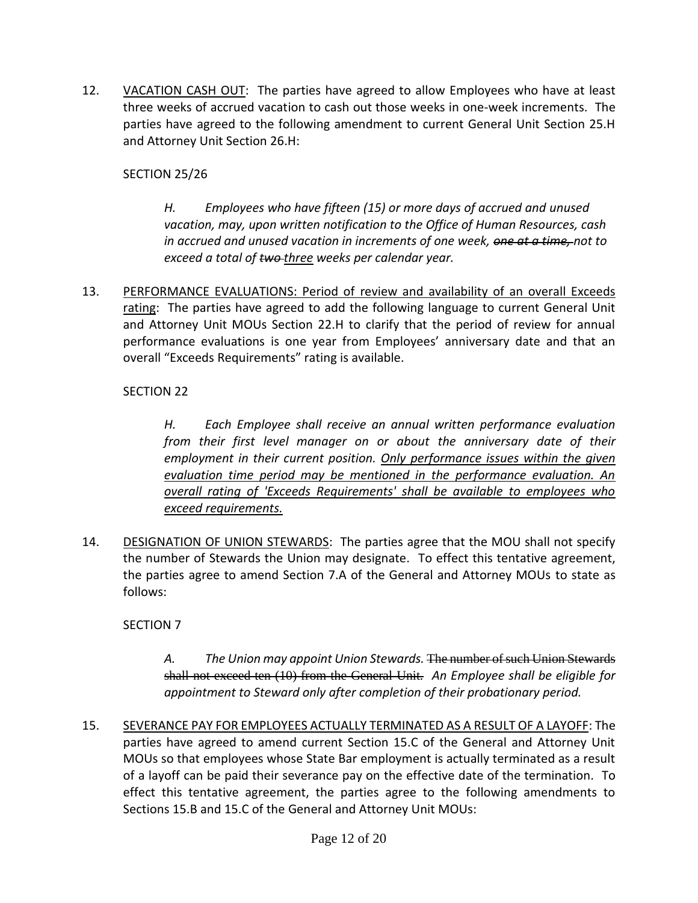12. VACATION CASH OUT: The parties have agreed to allow Employees who have at least three weeks of accrued vacation to cash out those weeks in one-week increments. The parties have agreed to the following amendment to current General Unit Section 25.H and Attorney Unit Section 26.H:

    SECTION 25/26

    > *H. Employees who have fifteen (15) or more days of accrued and unused vacation, may, upon written notification to the Office of Human Resources, cash in accrued and unused vacation in increments of one week, ~~one at a time,~~ not to exceed a total of ~~two~~ <u>three</u> weeks per calendar year.*

13. PERFORMANCE EVALUATIONS: Period of review and availability of an overall Exceeds rating: The parties have agreed to add the following language to current General Unit and Attorney Unit MOUs Section 22.H to clarify that the period of review for annual performance evaluations is one year from Employees' anniversary date and that an overall "Exceeds Requirements" rating is available.

    SECTION 22

    > *H. Each Employee shall receive an annual written performance evaluation from their first level manager on or about the anniversary date of their employment in their current position. <u>Only performance issues within the given evaluation time period may be mentioned in the performance evaluation. An overall rating of 'Exceeds Requirements' shall be available to employees who exceed requirements.</u>*

14. DESIGNATION OF UNION STEWARDS: The parties agree that the MOU shall not specify the number of Stewards the Union may designate. To effect this tentative agreement, the parties agree to amend Section 7.A of the General and Attorney MOUs to state as follows:

    SECTION 7

    > *A. The Union may appoint Union Stewards.* ~~The number of such Union Stewards shall not exceed ten (10) from the General Unit.~~ *An Employee shall be eligible for appointment to Steward only after completion of their probationary period.*

15. SEVERANCE PAY FOR EMPLOYEES ACTUALLY TERMINATED AS A RESULT OF A LAYOFF: The parties have agreed to amend current Section 15.C of the General and Attorney Unit MOUs so that employees whose State Bar employment is actually terminated as a result of a layoff can be paid their severance pay on the effective date of the termination. To effect this tentative agreement, the parties agree to the following amendments to Sections 15.B and 15.C of the General and Attorney Unit MOUs: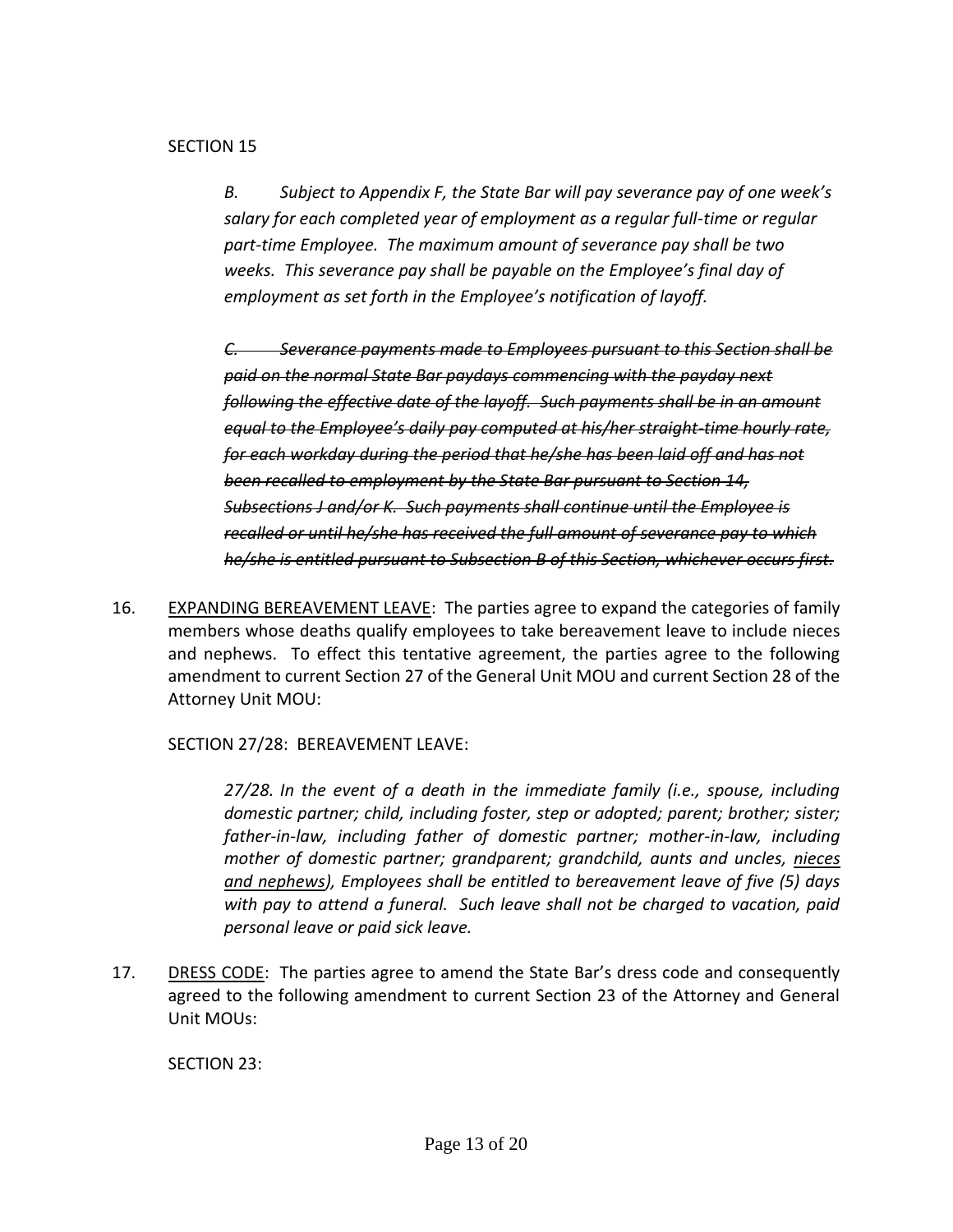SECTION 15

*B. Subject to Appendix F, the State Bar will pay severance pay of one week's salary for each completed year of employment as a regular full-time or regular part-time Employee. The maximum amount of severance pay shall be two weeks. This severance pay shall be payable on the Employee's final day of employment as set forth in the Employee's notification of layoff.*

~~*C. Severance payments made to Employees pursuant to this Section shall be paid on the normal State Bar paydays commencing with the payday next following the effective date of the layoff. Such payments shall be in an amount equal to the Employee's daily pay computed at his/her straight-time hourly rate, for each workday during the period that he/she has been laid off and has not been recalled to employment by the State Bar pursuant to Section 14, Subsections J and/or K. Such payments shall continue until the Employee is recalled or until he/she has received the full amount of severance pay to which he/she is entitled pursuant to Subsection B of this Section, whichever occurs first.*~~

16. <u>EXPANDING BEREAVEMENT LEAVE</u>: The parties agree to expand the categories of family members whose deaths qualify employees to take bereavement leave to include nieces and nephews. To effect this tentative agreement, the parties agree to the following amendment to current Section 27 of the General Unit MOU and current Section 28 of the Attorney Unit MOU:

SECTION 27/28: BEREAVEMENT LEAVE:

*27/28. In the event of a death in the immediate family (i.e., spouse, including domestic partner; child, including foster, step or adopted; parent; brother; sister; father-in-law, including father of domestic partner; mother-in-law, including mother of domestic partner; grandparent; grandchild, aunts and uncles, <u>nieces and nephews</u>), Employees shall be entitled to bereavement leave of five (5) days with pay to attend a funeral. Such leave shall not be charged to vacation, paid personal leave or paid sick leave.*

17. <u>DRESS CODE</u>: The parties agree to amend the State Bar's dress code and consequently agreed to the following amendment to current Section 23 of the Attorney and General Unit MOUs:

SECTION 23: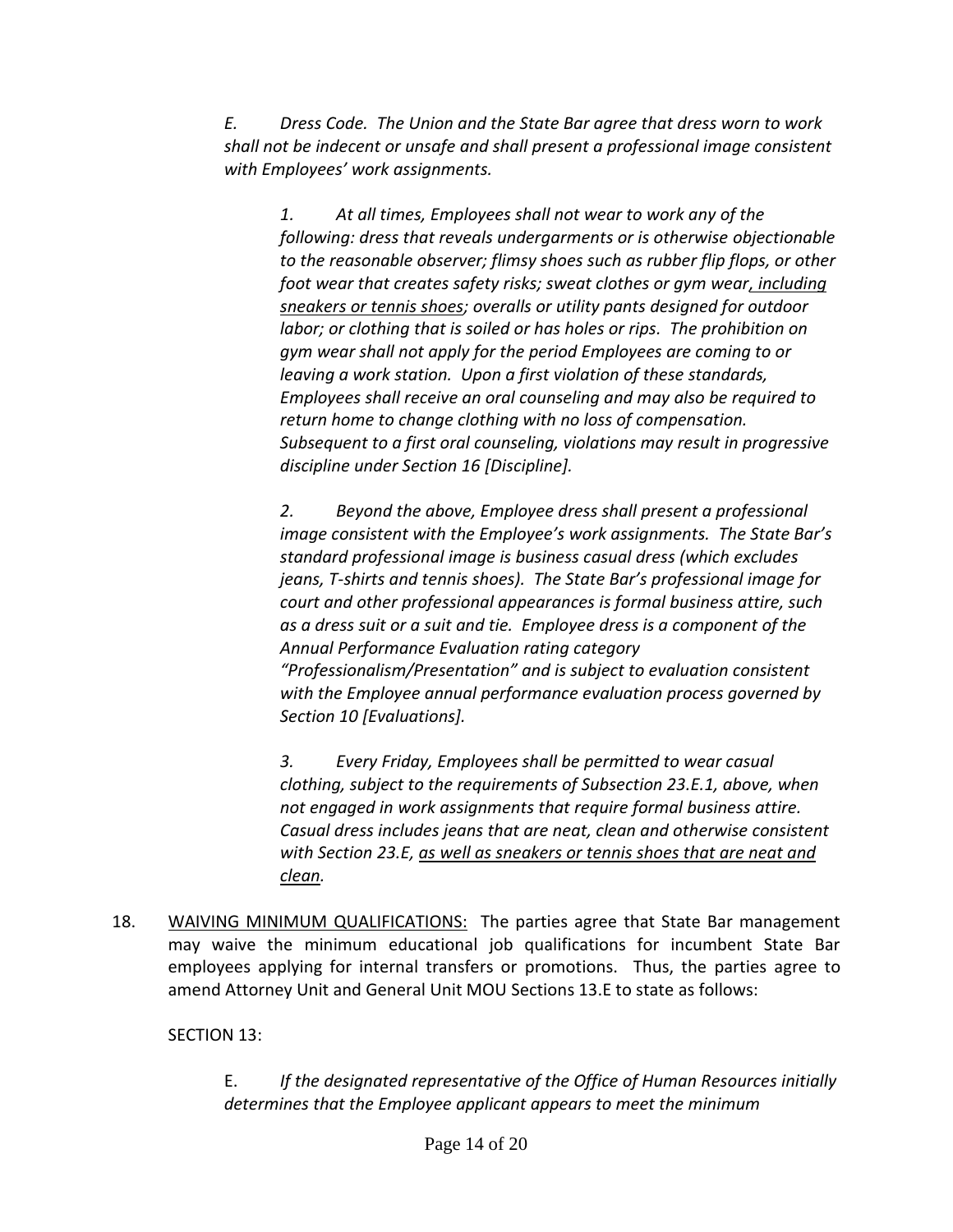*E. Dress Code. The Union and the State Bar agree that dress worn to work shall not be indecent or unsafe and shall present a professional image consistent with Employees' work assignments.*

> *1. At all times, Employees shall not wear to work any of the following: dress that reveals undergarments or is otherwise objectionable to the reasonable observer; flimsy shoes such as rubber flip flops, or other foot wear that creates safety risks; sweat clothes or gym wear<u>, including sneakers or tennis shoes</u>; overalls or utility pants designed for outdoor labor; or clothing that is soiled or has holes or rips. The prohibition on gym wear shall not apply for the period Employees are coming to or leaving a work station. Upon a first violation of these standards, Employees shall receive an oral counseling and may also be required to return home to change clothing with no loss of compensation. Subsequent to a first oral counseling, violations may result in progressive discipline under Section 16 [Discipline].*
>
> *2. Beyond the above, Employee dress shall present a professional image consistent with the Employee's work assignments. The State Bar's standard professional image is business casual dress (which excludes jeans, T-shirts and tennis shoes). The State Bar's professional image for court and other professional appearances is formal business attire, such as a dress suit or a suit and tie. Employee dress is a component of the Annual Performance Evaluation rating category "Professionalism/Presentation" and is subject to evaluation consistent with the Employee annual performance evaluation process governed by Section 10 [Evaluations].*
>
> *3. Every Friday, Employees shall be permitted to wear casual clothing, subject to the requirements of Subsection 23.E.1, above, when not engaged in work assignments that require formal business attire. Casual dress includes jeans that are neat, clean and otherwise consistent with Section 23.E, <u>as well as sneakers or tennis shoes that are neat and clean</u>.*

18. <u>WAIVING MINIMUM QUALIFICATIONS:</u> The parties agree that State Bar management may waive the minimum educational job qualifications for incumbent State Bar employees applying for internal transfers or promotions. Thus, the parties agree to amend Attorney Unit and General Unit MOU Sections 13.E to state as follows:

SECTION 13:

E. *If the designated representative of the Office of Human Resources initially determines that the Employee applicant appears to meet the minimum*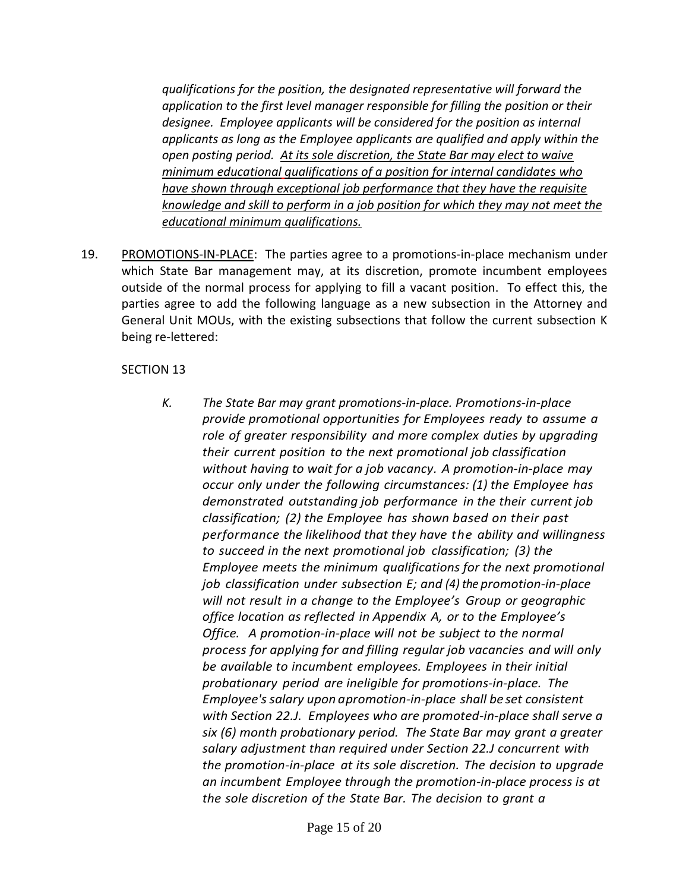*qualifications for the position, the designated representative will forward the application to the first level manager responsible for filling the position or their designee. Employee applicants will be considered for the position as internal applicants as long as the Employee applicants are qualified and apply within the open posting period. <u>At its sole discretion, the State Bar may elect to waive minimum educational qualifications of a position for internal candidates who have shown through exceptional job performance that they have the requisite knowledge and skill to perform in a job position for which they may not meet the educational minimum qualifications.</u>*

19. <u>PROMOTIONS-IN-PLACE</u>: The parties agree to a promotions-in-place mechanism under which State Bar management may, at its discretion, promote incumbent employees outside of the normal process for applying to fill a vacant position. To effect this, the parties agree to add the following language as a new subsection in the Attorney and General Unit MOUs, with the existing subsections that follow the current subsection K being re-lettered:

SECTION 13

*K. The State Bar may grant promotions-in-place. Promotions-in-place provide promotional opportunities for Employees ready to assume a role of greater responsibility and more complex duties by upgrading their current position to the next promotional job classification without having to wait for a job vacancy. A promotion-in-place may occur only under the following circumstances: (1) the Employee has demonstrated outstanding job performance in the their current job classification; (2) the Employee has shown based on their past performance the likelihood that they have the ability and willingness to succeed in the next promotional job classification; (3) the Employee meets the minimum qualifications for the next promotional job classification under subsection E; and (4) the promotion-in-place will not result in a change to the Employee's Group or geographic office location as reflected in Appendix A, or to the Employee's Office. A promotion-in-place will not be subject to the normal process for applying for and filling regular job vacancies and will only be available to incumbent employees. Employees in their initial probationary period are ineligible for promotions-in-place. The Employee's salary upon apromotion-in-place shall be set consistent with Section 22.J. Employees who are promoted-in-place shall serve a six (6) month probationary period. The State Bar may grant a greater salary adjustment than required under Section 22.J concurrent with the promotion-in-place at its sole discretion. The decision to upgrade an incumbent Employee through the promotion-in-place process is at the sole discretion of the State Bar. The decision to grant a*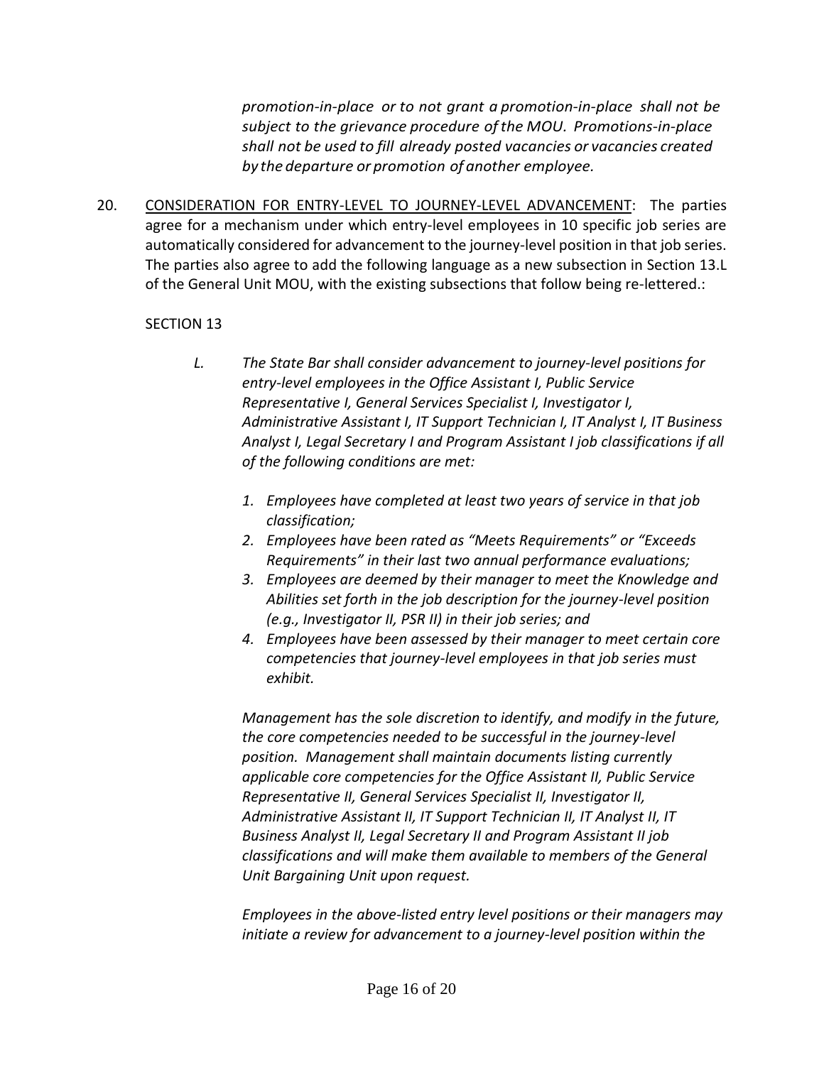*promotion-in-place or to not grant a promotion-in-place shall not be subject to the grievance procedure of the MOU. Promotions-in-place shall not be used to fill already posted vacancies or vacancies created by the departure or promotion of another employee.*

20. <u>CONSIDERATION FOR ENTRY-LEVEL TO JOURNEY-LEVEL ADVANCEMENT</u>: The parties agree for a mechanism under which entry-level employees in 10 specific job series are automatically considered for advancement to the journey-level position in that job series. The parties also agree to add the following language as a new subsection in Section 13.L of the General Unit MOU, with the existing subsections that follow being re-lettered.:

    SECTION 13

    *L. The State Bar shall consider advancement to journey-level positions for entry-level employees in the Office Assistant I, Public Service Representative I, General Services Specialist I, Investigator I, Administrative Assistant I, IT Support Technician I, IT Analyst I, IT Business Analyst I, Legal Secretary I and Program Assistant I job classifications if all of the following conditions are met:*

    1. *Employees have completed at least two years of service in that job classification;*
    2. *Employees have been rated as "Meets Requirements" or "Exceeds Requirements" in their last two annual performance evaluations;*
    3. *Employees are deemed by their manager to meet the Knowledge and Abilities set forth in the job description for the journey-level position (e.g., Investigator II, PSR II) in their job series; and*
    4. *Employees have been assessed by their manager to meet certain core competencies that journey-level employees in that job series must exhibit.*

    *Management has the sole discretion to identify, and modify in the future, the core competencies needed to be successful in the journey-level position. Management shall maintain documents listing currently applicable core competencies for the Office Assistant II, Public Service Representative II, General Services Specialist II, Investigator II, Administrative Assistant II, IT Support Technician II, IT Analyst II, IT Business Analyst II, Legal Secretary II and Program Assistant II job classifications and will make them available to members of the General Unit Bargaining Unit upon request.*

    *Employees in the above-listed entry level positions or their managers may initiate a review for advancement to a journey-level position within the*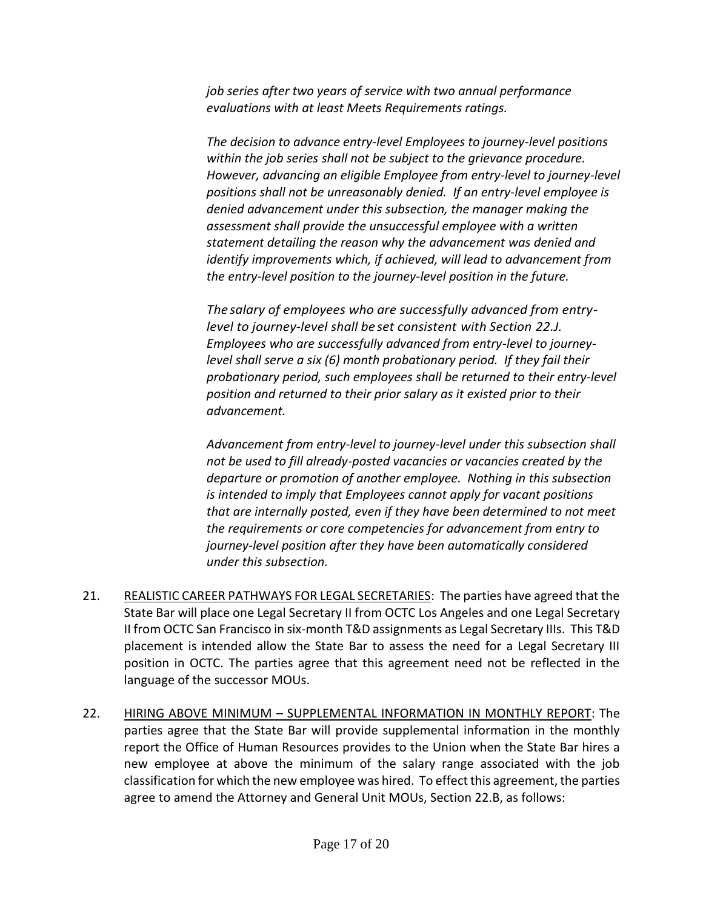*job series after two years of service with two annual performance evaluations with at least Meets Requirements ratings.*

*The decision to advance entry-level Employees to journey-level positions within the job series shall not be subject to the grievance procedure. However, advancing an eligible Employee from entry-level to journey-level positions shall not be unreasonably denied. If an entry-level employee is denied advancement under this subsection, the manager making the assessment shall provide the unsuccessful employee with a written statement detailing the reason why the advancement was denied and identify improvements which, if achieved, will lead to advancement from the entry-level position to the journey-level position in the future.*

*The salary of employees who are successfully advanced from entry-level to journey-level shall be set consistent with Section 22.J. Employees who are successfully advanced from entry-level to journey-level shall serve a six (6) month probationary period. If they fail their probationary period, such employees shall be returned to their entry-level position and returned to their prior salary as it existed prior to their advancement.*

*Advancement from entry-level to journey-level under this subsection shall not be used to fill already-posted vacancies or vacancies created by the departure or promotion of another employee. Nothing in this subsection is intended to imply that Employees cannot apply for vacant positions that are internally posted, even if they have been determined to not meet the requirements or core competencies for advancement from entry to journey-level position after they have been automatically considered under this subsection.*

21. <u>REALISTIC CAREER PATHWAYS FOR LEGAL SECRETARIES</u>: The parties have agreed that the State Bar will place one Legal Secretary II from OCTC Los Angeles and one Legal Secretary II from OCTC San Francisco in six-month T&D assignments as Legal Secretary IIIs. This T&D placement is intended allow the State Bar to assess the need for a Legal Secretary III position in OCTC. The parties agree that this agreement need not be reflected in the language of the successor MOUs.

22. <u>HIRING ABOVE MINIMUM – SUPPLEMENTAL INFORMATION IN MONTHLY REPORT</u>: The parties agree that the State Bar will provide supplemental information in the monthly report the Office of Human Resources provides to the Union when the State Bar hires a new employee at above the minimum of the salary range associated with the job classification for which the new employee was hired. To effect this agreement, the parties agree to amend the Attorney and General Unit MOUs, Section 22.B, as follows: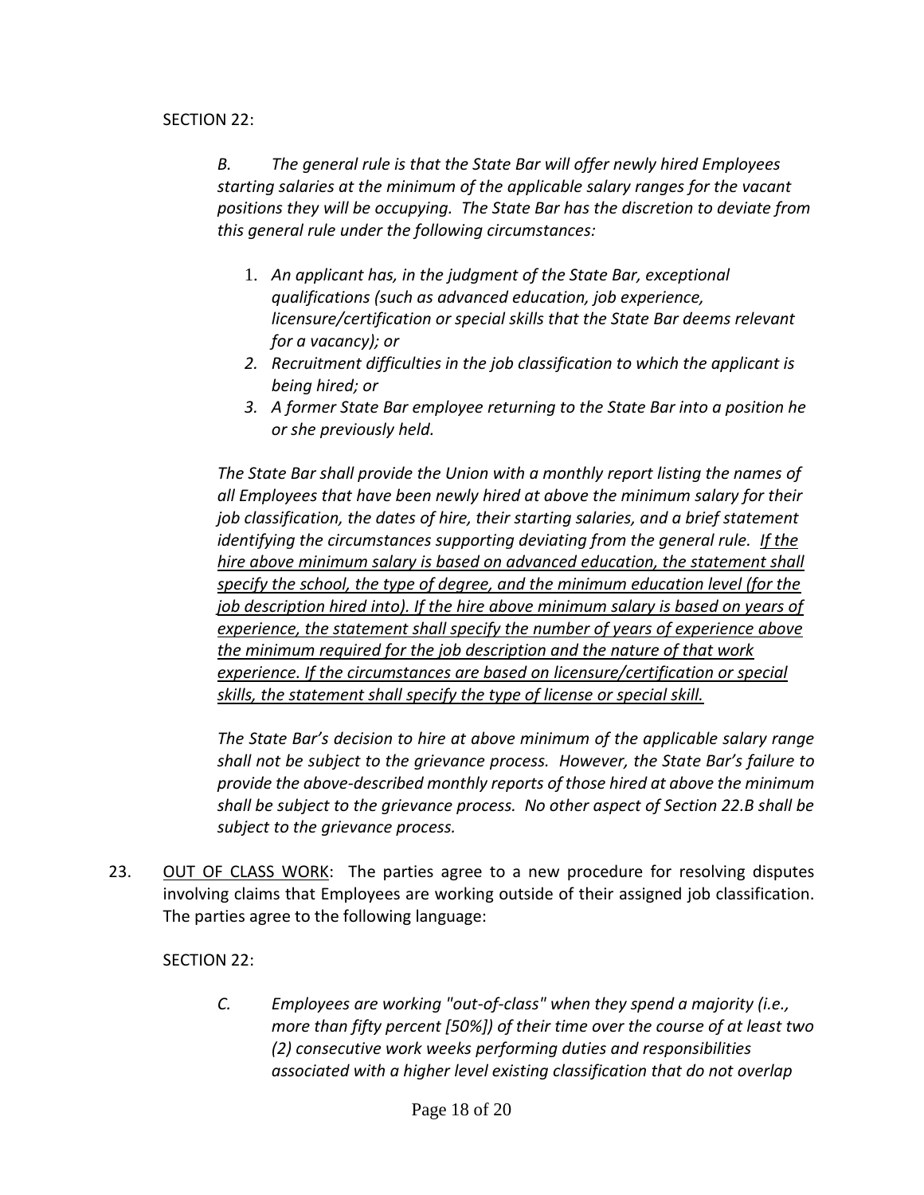SECTION 22:

*B. The general rule is that the State Bar will offer newly hired Employees starting salaries at the minimum of the applicable salary ranges for the vacant positions they will be occupying. The State Bar has the discretion to deviate from this general rule under the following circumstances:*

1. *An applicant has, in the judgment of the State Bar, exceptional qualifications (such as advanced education, job experience, licensure/certification or special skills that the State Bar deems relevant for a vacancy); or*
2. *Recruitment difficulties in the job classification to which the applicant is being hired; or*
3. *A former State Bar employee returning to the State Bar into a position he or she previously held.*

*The State Bar shall provide the Union with a monthly report listing the names of all Employees that have been newly hired at above the minimum salary for their job classification, the dates of hire, their starting salaries, and a brief statement identifying the circumstances supporting deviating from the general rule. <u>If the hire above minimum salary is based on advanced education, the statement shall specify the school, the type of degree, and the minimum education level (for the job description hired into). If the hire above minimum salary is based on years of experience, the statement shall specify the number of years of experience above the minimum required for the job description and the nature of that work experience. If the circumstances are based on licensure/certification or special skills, the statement shall specify the type of license or special skill.</u>*

*The State Bar's decision to hire at above minimum of the applicable salary range shall not be subject to the grievance process. However, the State Bar's failure to provide the above-described monthly reports of those hired at above the minimum shall be subject to the grievance process. No other aspect of Section 22.B shall be subject to the grievance process.*

23. <u>OUT OF CLASS WORK</u>: The parties agree to a new procedure for resolving disputes involving claims that Employees are working outside of their assigned job classification. The parties agree to the following language:

SECTION 22:

*C. Employees are working "out-of-class" when they spend a majority (i.e., more than fifty percent [50%]) of their time over the course of at least two (2) consecutive work weeks performing duties and responsibilities associated with a higher level existing classification that do not overlap*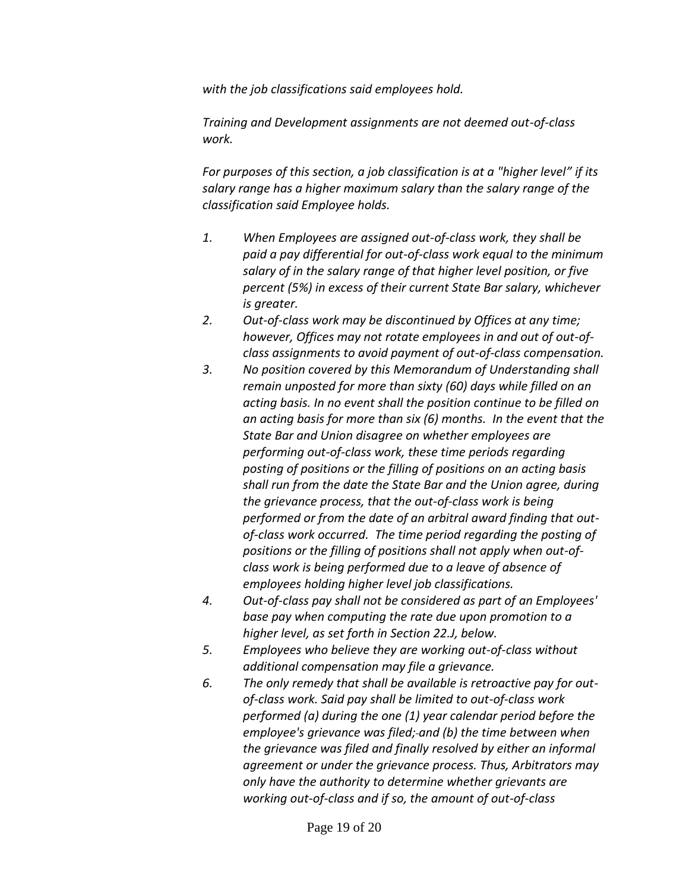*with the job classifications said employees hold.*

*Training and Development assignments are not deemed out-of-class work.*

*For purposes of this section, a job classification is at a "higher level" if its salary range has a higher maximum salary than the salary range of the classification said Employee holds.*

1. *When Employees are assigned out-of-class work, they shall be paid a pay differential for out-of-class work equal to the minimum salary of in the salary range of that higher level position, or five percent (5%) in excess of their current State Bar salary, whichever is greater.*
2. *Out-of-class work may be discontinued by Offices at any time; however, Offices may not rotate employees in and out of out-of-class assignments to avoid payment of out-of-class compensation.*
3. *No position covered by this Memorandum of Understanding shall remain unposted for more than sixty (60) days while filled on an acting basis. In no event shall the position continue to be filled on an acting basis for more than six (6) months. In the event that the State Bar and Union disagree on whether employees are performing out-of-class work, these time periods regarding posting of positions or the filling of positions on an acting basis shall run from the date the State Bar and the Union agree, during the grievance process, that the out-of-class work is being performed or from the date of an arbitral award finding that out-of-class work occurred. The time period regarding the posting of positions or the filling of positions shall not apply when out-of-class work is being performed due to a leave of absence of employees holding higher level job classifications.*
4. *Out-of-class pay shall not be considered as part of an Employees' base pay when computing the rate due upon promotion to a higher level, as set forth in Section 22.J, below.*
5. *Employees who believe they are working out-of-class without additional compensation may file a grievance.*
6. *The only remedy that shall be available is retroactive pay for out-of-class work. Said pay shall be limited to out-of-class work performed (a) during the one (1) year calendar period before the employee's grievance was filed; and (b) the time between when the grievance was filed and finally resolved by either an informal agreement or under the grievance process. Thus, Arbitrators may only have the authority to determine whether grievants are working out-of-class and if so, the amount of out-of-class*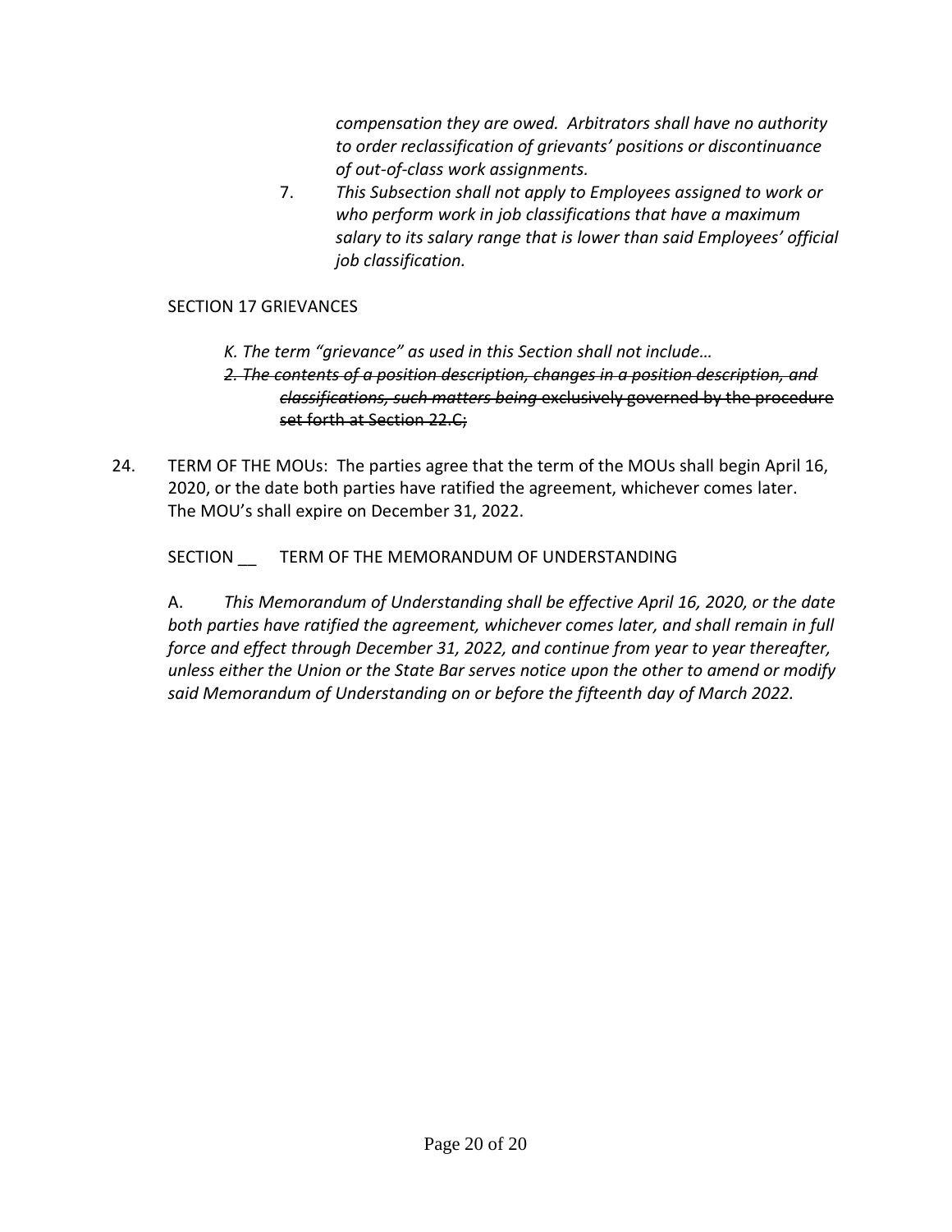*compensation they are owed. Arbitrators shall have no authority to order reclassification of grievants' positions or discontinuance of out-of-class work assignments.*

7. *This Subsection shall not apply to Employees assigned to work or who perform work in job classifications that have a maximum salary to its salary range that is lower than said Employees' official job classification.*

SECTION 17 GRIEVANCES

*K. The term "grievance" as used in this Section shall not include…*

~~*2. The contents of a position description, changes in a position description, and classifications, such matters being* exclusively governed by the procedure set forth at Section 22.C;~~

24. TERM OF THE MOUs: The parties agree that the term of the MOUs shall begin April 16, 2020, or the date both parties have ratified the agreement, whichever comes later. The MOU's shall expire on December 31, 2022.

SECTION __ TERM OF THE MEMORANDUM OF UNDERSTANDING

A. *This Memorandum of Understanding shall be effective April 16, 2020, or the date both parties have ratified the agreement, whichever comes later, and shall remain in full force and effect through December 31, 2022, and continue from year to year thereafter, unless either the Union or the State Bar serves notice upon the other to amend or modify said Memorandum of Understanding on or before the fifteenth day of March 2022.*